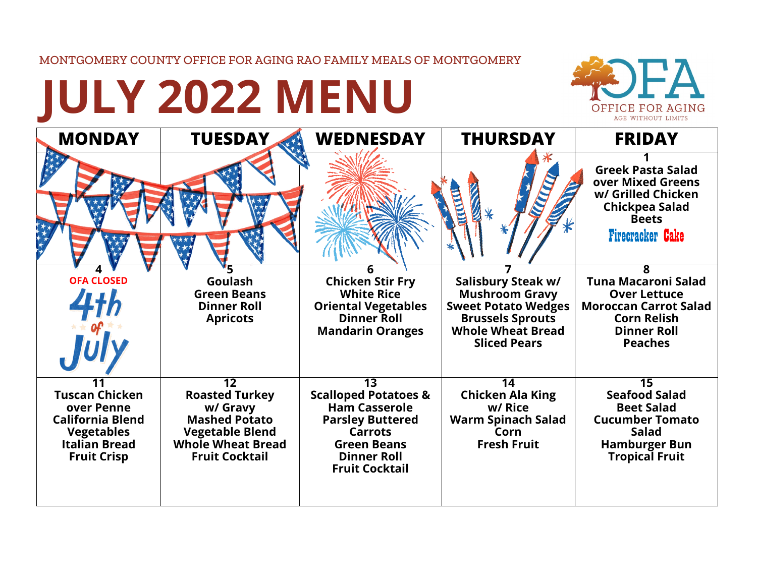MONTGOMERY COUNTY OFFICE FOR AGING RAO FAMILY MEALS OF MONTGOMERY

# JULY 2022 MENU

OFA OFFICE FOR AGING AGE WITHOUT LIMITS

| MONDAY | TUESDAY | WEDNESDAY | THURSDAY | FRIDAY |
|---|---|---|---|---|
| | | | | **1**<br>Greek Pasta Salad over Mixed Greens w/ Grilled Chicken<br>Chickpea Salad<br>Beets<br>Firecracker Cake |
| **4**<br>OFA CLOSED<br>4th of July | **5**<br>Goulash<br>Green Beans<br>Dinner Roll<br>Apricots | **6**<br>Chicken Stir Fry<br>White Rice<br>Oriental Vegetables<br>Dinner Roll<br>Mandarin Oranges | **7**<br>Salisbury Steak w/ Mushroom Gravy<br>Sweet Potato Wedges<br>Brussels Sprouts<br>Whole Wheat Bread<br>Sliced Pears | **8**<br>Tuna Macaroni Salad Over Lettuce<br>Moroccan Carrot Salad<br>Corn Relish<br>Dinner Roll<br>Peaches |
| **11**<br>Tuscan Chicken over Penne<br>California Blend Vegetables<br>Italian Bread<br>Fruit Crisp | **12**<br>Roasted Turkey w/ Gravy<br>Mashed Potato<br>Vegetable Blend<br>Whole Wheat Bread<br>Fruit Cocktail | **13**<br>Scalloped Potatoes & Ham Casserole<br>Parsley Buttered Carrots<br>Green Beans<br>Dinner Roll<br>Fruit Cocktail | **14**<br>Chicken Ala King w/ Rice<br>Warm Spinach Salad<br>Corn<br>Fresh Fruit | **15**<br>Seafood Salad<br>Beet Salad<br>Cucumber Tomato Salad<br>Hamburger Bun<br>Tropical Fruit |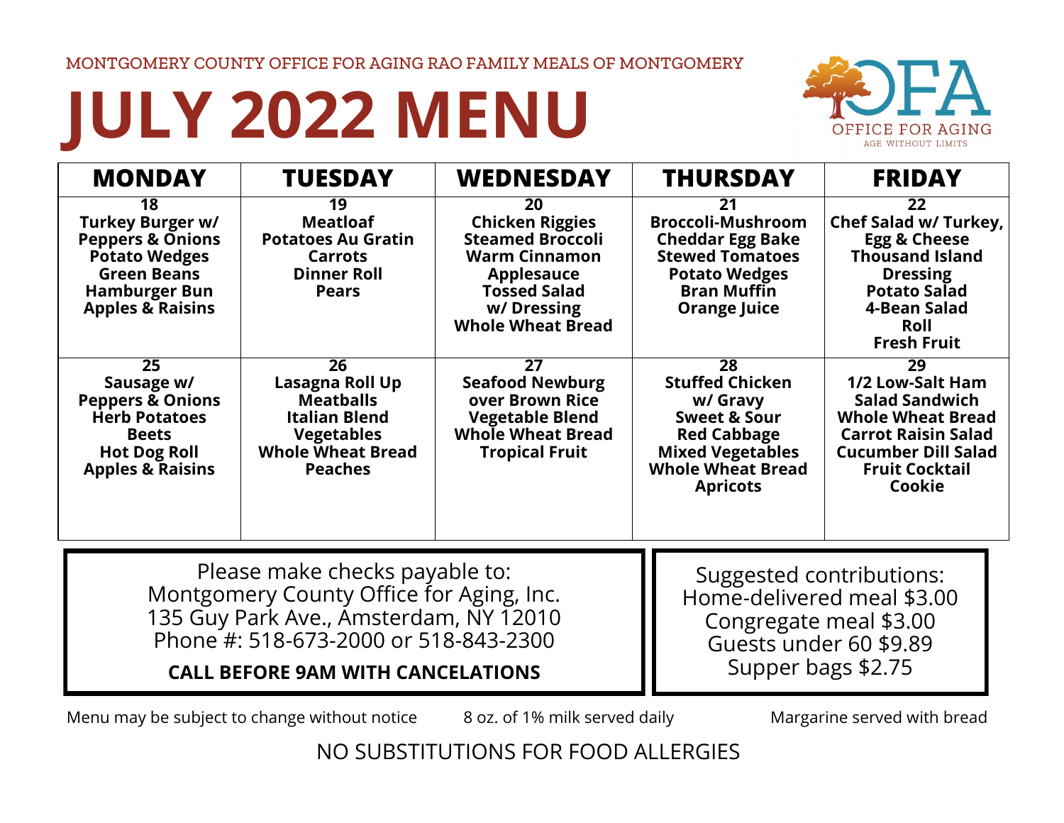MONTGOMERY COUNTY OFFICE FOR AGING RAO FAMILY MEALS OF MONTGOMERY

# JULY 2022 MENU

OFA
OFFICE FOR AGING
AGE WITHOUT LIMITS

| MONDAY | TUESDAY | WEDNESDAY | THURSDAY | FRIDAY |
|---|---|---|---|---|
| 18<br>Turkey Burger w/ Peppers & Onions<br>Potato Wedges<br>Green Beans<br>Hamburger Bun<br>Apples & Raisins | 19<br>Meatloaf<br>Potatoes Au Gratin<br>Carrots<br>Dinner Roll<br>Pears | 20<br>Chicken Riggies<br>Steamed Broccoli<br>Warm Cinnamon Applesauce<br>Tossed Salad w/ Dressing<br>Whole Wheat Bread | 21<br>Broccoli-Mushroom Cheddar Egg Bake<br>Stewed Tomatoes<br>Potato Wedges<br>Bran Muffin<br>Orange Juice | 22<br>Chef Salad w/ Turkey, Egg & Cheese<br>Thousand Island Dressing<br>Potato Salad<br>4-Bean Salad<br>Roll<br>Fresh Fruit |
| 25<br>Sausage w/ Peppers & Onions<br>Herb Potatoes<br>Beets<br>Hot Dog Roll<br>Apples & Raisins | 26<br>Lasagna Roll Up<br>Meatballs<br>Italian Blend Vegetables<br>Whole Wheat Bread<br>Peaches | 27<br>Seafood Newburg over Brown Rice<br>Vegetable Blend<br>Whole Wheat Bread<br>Tropical Fruit | 28<br>Stuffed Chicken w/ Gravy<br>Sweet & Sour Red Cabbage<br>Mixed Vegetables<br>Whole Wheat Bread<br>Apricots | 29<br>1/2 Low-Salt Ham Salad Sandwich<br>Whole Wheat Bread<br>Carrot Raisin Salad<br>Cucumber Dill Salad<br>Fruit Cocktail<br>Cookie |

Please make checks payable to:
Montgomery County Office for Aging, Inc.
135 Guy Park Ave., Amsterdam, NY 12010
Phone #: 518-673-2000 or 518-843-2300

**CALL BEFORE 9AM WITH CANCELATIONS**

Suggested contributions:
Home-delivered meal $3.00
Congregate meal $3.00
Guests under 60 $9.89
Supper bags $2.75

Menu may be subject to change without notice

8 oz. of 1% milk served daily

Margarine served with bread

NO SUBSTITUTIONS FOR FOOD ALLERGIES